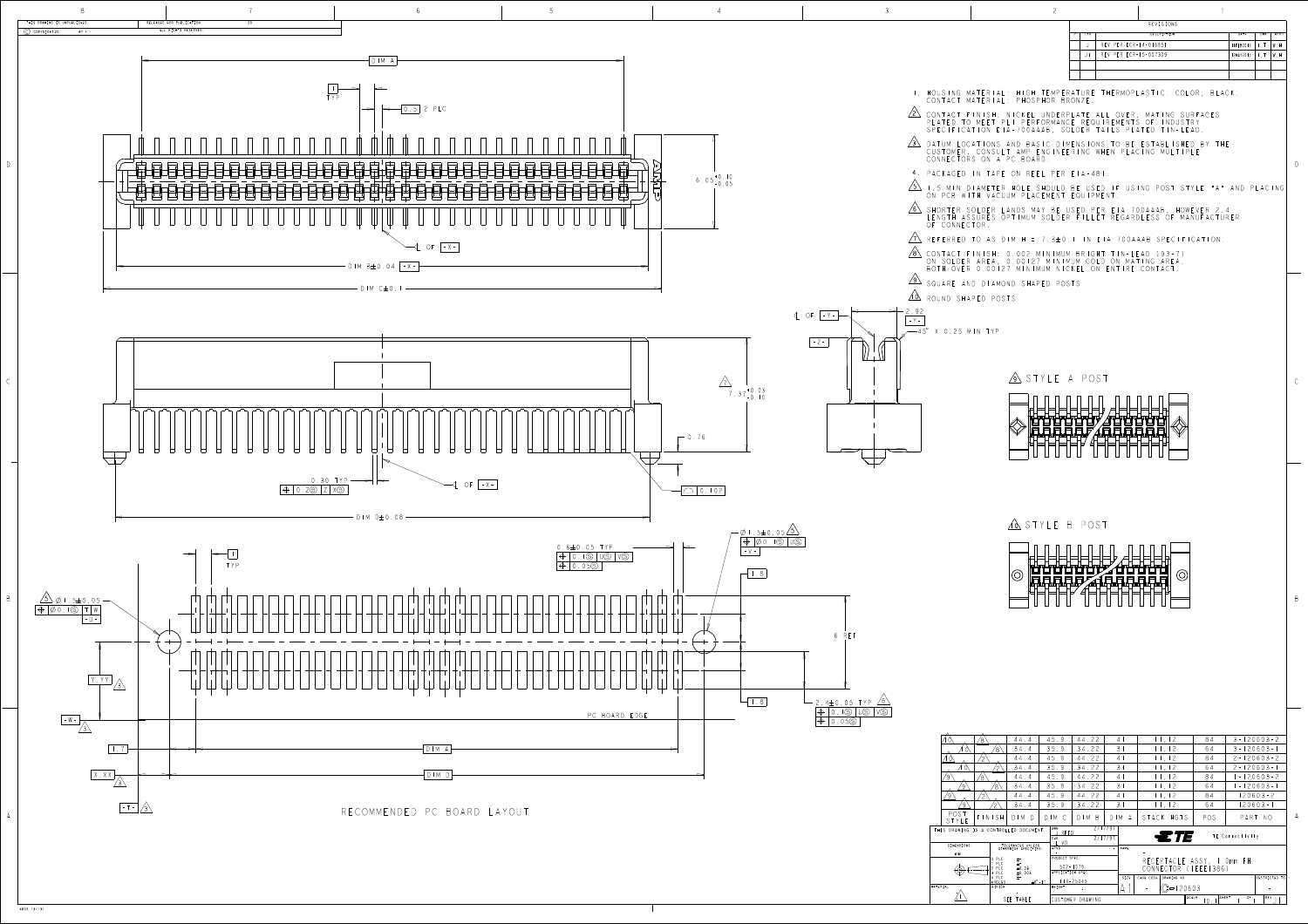## REVISIONS

| LTR | DESCRIPTION | DATE | DWN | APVD |
|---|---|---|---|---|
| J | REV PER ECR-14-016991 | | | |
| J1 | REV PER ECR-15-007309 | | | |

1. HOUSING MATERIAL: HIGH TEMPERATURE THERMOPLASTIC, COLOR; BLACK. CONTACT MATERIAL: PHOSPHOR BRONZE.
2. CONTACT FINISH: NICKEL UNDERPLATE ALL OVER, MATING SURFACES PLATED TO MEET PLI PERFORMANCE REQUIREMENTS OF INDUSTRY SPECIFICATION EIA-700AAAB, SOLDER TAILS PLATED TIN-LEAD.
3. DATUM LOCATIONS AND BASIC DIMENSIONS TO BE ESTABLISHED BY THE CUSTOMER, CONSULT AMP ENGINEERING WHEN PLACING MULTIPLE CONNECTORS ON A PC BOARD.
4. PACKAGED IN TAPE ON REEL PER EIA-481.
5. 1.5 MIN DIAMETER HOLE SHOULD BE USED IF USING POST STYLE "A" AND PLACING ON PCB WITH VACUUM PLACEMENT EQUIPMENT.
6. SHORTER SOLDER LANDS MAY BE USED PER EIA 700AAAB, HOWEVER 2.4 LENGTH ASSURES OPTIMUM SOLDER FILLET REGARDLESS OF MANUFACTURER OF CONNECTOR.
7. REFERRED TO AS DIM H = 7.8±0.1 IN EIA 700AAAB SPECIFICATION.
8. CONTACT FINISH: 0.002 MINIMUM BRIGHT TIN-LEAD (93-7) ON SOLDER AREA, 0.00127 MINIMUM GOLD ON MATING AREA, BOTH OVER 0.00127 MINIMUM NICKEL ON ENTIRE CONTACT.
9. SQUARE AND DIAMOND SHAPED POSTS
10. ROUND SHAPED POSTS

9 STYLE A POST

10 STYLE B POST

RECOMMENDED PC BOARD LAYOUT

| POST STYLE | FINISH | DIM D | DIM C | DIM B | DIM A | STACK HGTS | POS | PART NO |
|---|---|---|---|---|---|---|---|---|
| 10 | 8 | 44.4 | 45.9 | 44.22 | 41 | 11,12 | 84 | 3-120603-2 |
| 10 | 8 | 34.4 | 35.9 | 34.22 | 31 | 11,12 | 64 | 3-120603-1 |
| 10 | 2 | 44.4 | 45.9 | 44.22 | 41 | 11,12 | 84 | 2-120603-2 |
| 10 | 2 | 34.4 | 35.9 | 34.22 | 31 | 11,12 | 64 | 2-120603-1 |
| 9 | 8 | 44.4 | 45.9 | 44.22 | 41 | 11,12 | 84 | 1-120603-2 |
| 9 | 8 | 34.4 | 35.9 | 34.22 | 31 | 11,12 | 64 | 1-120603-1 |
| 9 | 2 | 44.4 | 45.9 | 44.22 | 41 | 11,12 | 84 | 120603-2 |
| 9 | 2 | 34.4 | 35.9 | 34.22 | 31 | 11,12 | 64 | 120603-1 |

THIS DRAWING IS A CONTROLLED DOCUMENT.

TE Connectivity

RECEPTACLE ASSY, 1.0mm FH CONNECTOR (IEEE1386)

PRODUCT SPEC 108-1079

APPLICATION SPEC 114-25045

SIZE A1 — DRAWING NO C-120603

MATERIAL: SEE TABLE

CUSTOMER DRAWING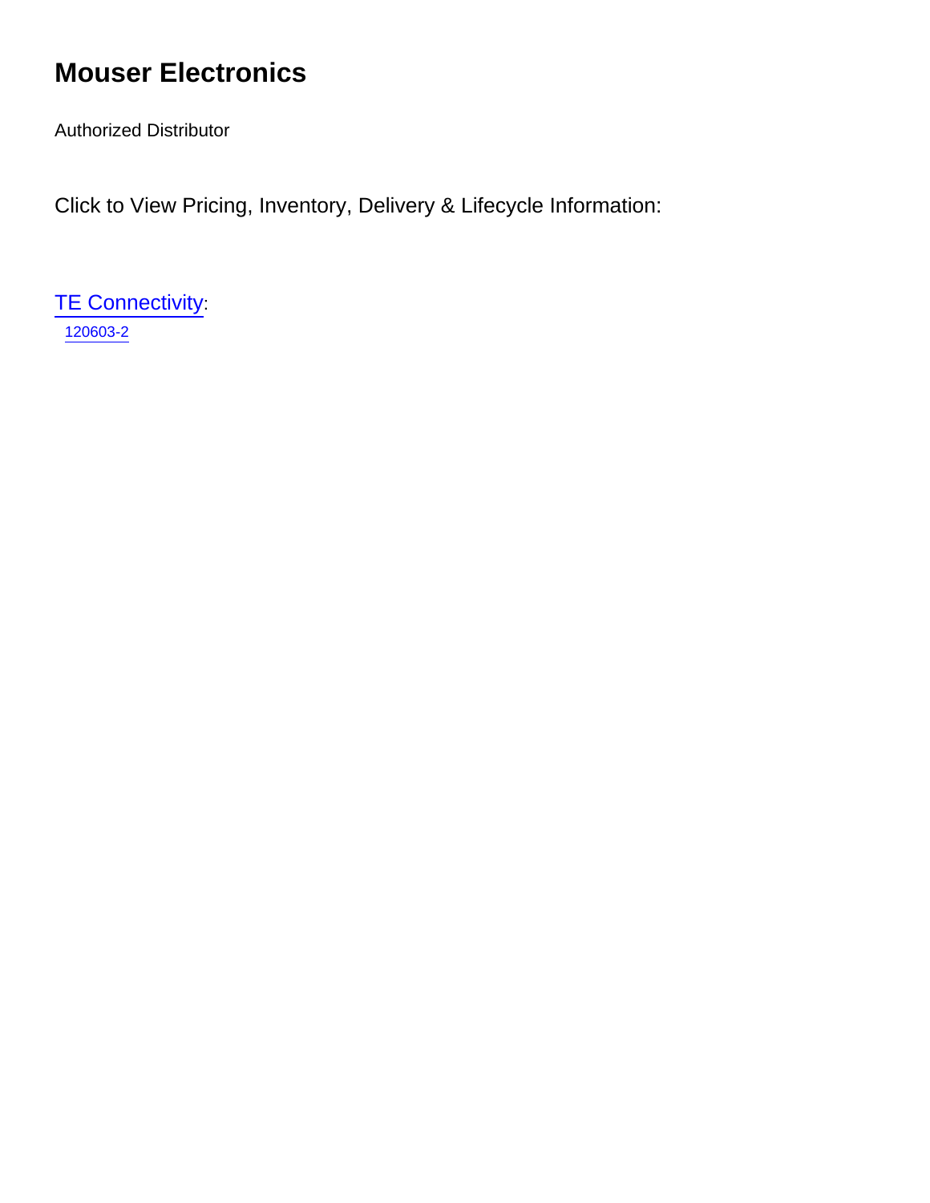# Mouser Electronics

Authorized Distributor

Click to View Pricing, Inventory, Delivery & Lifecycle Information:

TE Connectivity:

120603-2